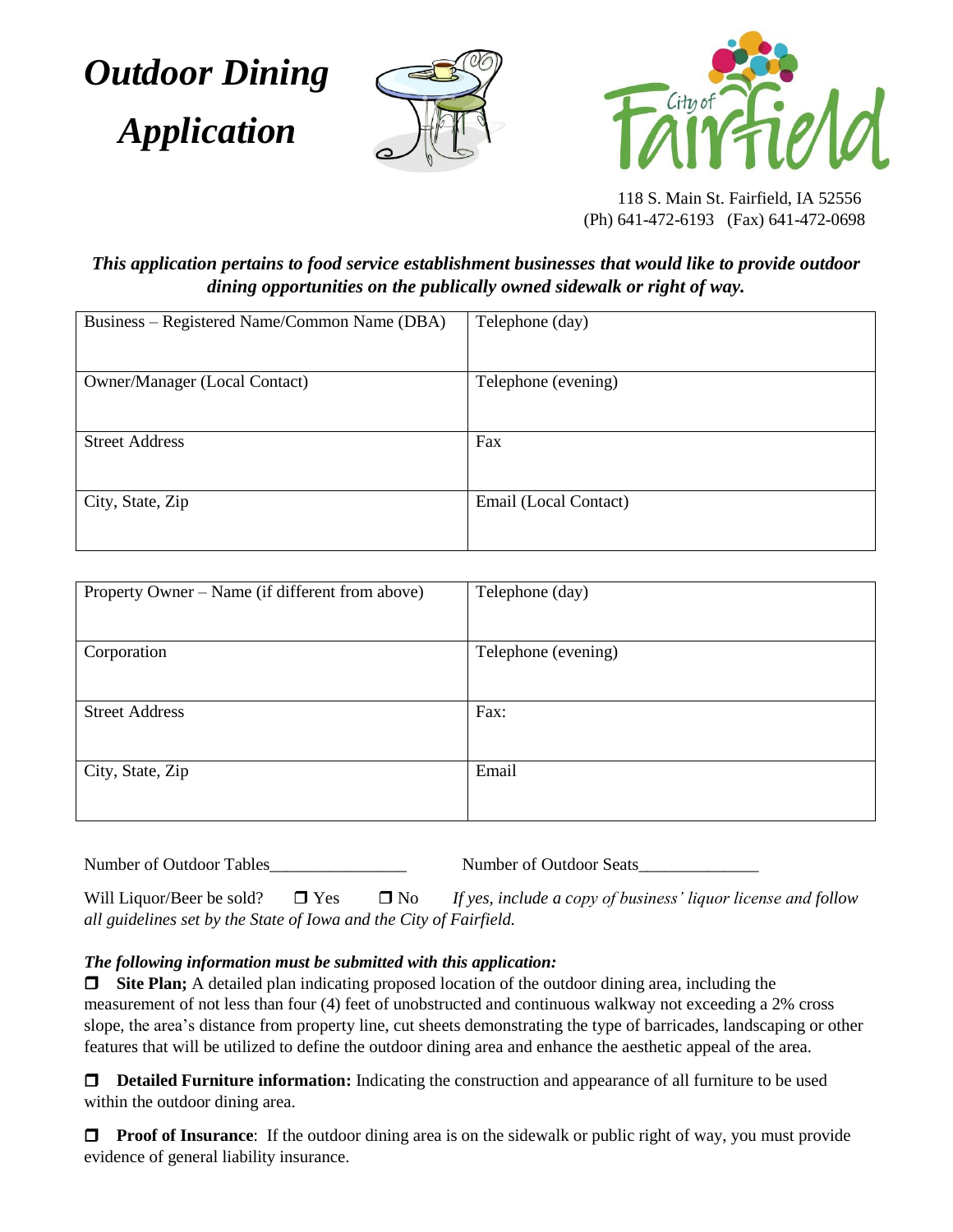# *Outdoor Dining Application*

City of Fairfield

118 S. Main St. Fairfield, IA 52556
(Ph) 641-472-6193 (Fax) 641-472-0698

***This application pertains to food service establishment businesses that would like to provide outdoor dining opportunities on the publically owned sidewalk or right of way.***

| Business – Registered Name/Common Name (DBA) | Telephone (day) |
|---|---|
| Owner/Manager (Local Contact) | Telephone (evening) |
| Street Address | Fax |
| City, State, Zip | Email (Local Contact) |

| Property Owner – Name (if different from above) | Telephone (day) |
|---|---|
| Corporation | Telephone (evening) |
| Street Address | Fax: |
| City, State, Zip | Email |

Number of Outdoor Tables________________ Number of Outdoor Seats______________

Will Liquor/Beer be sold? ❒ Yes ❒ No *If yes, include a copy of business' liquor license and follow all guidelines set by the State of Iowa and the City of Fairfield.*

***The following information must be submitted with this application:***

❒ **Site Plan;** A detailed plan indicating proposed location of the outdoor dining area, including the measurement of not less than four (4) feet of unobstructed and continuous walkway not exceeding a 2% cross slope, the area's distance from property line, cut sheets demonstrating the type of barricades, landscaping or other features that will be utilized to define the outdoor dining area and enhance the aesthetic appeal of the area.

❒ **Detailed Furniture information:** Indicating the construction and appearance of all furniture to be used within the outdoor dining area.

❒ **Proof of Insurance**: If the outdoor dining area is on the sidewalk or public right of way, you must provide evidence of general liability insurance.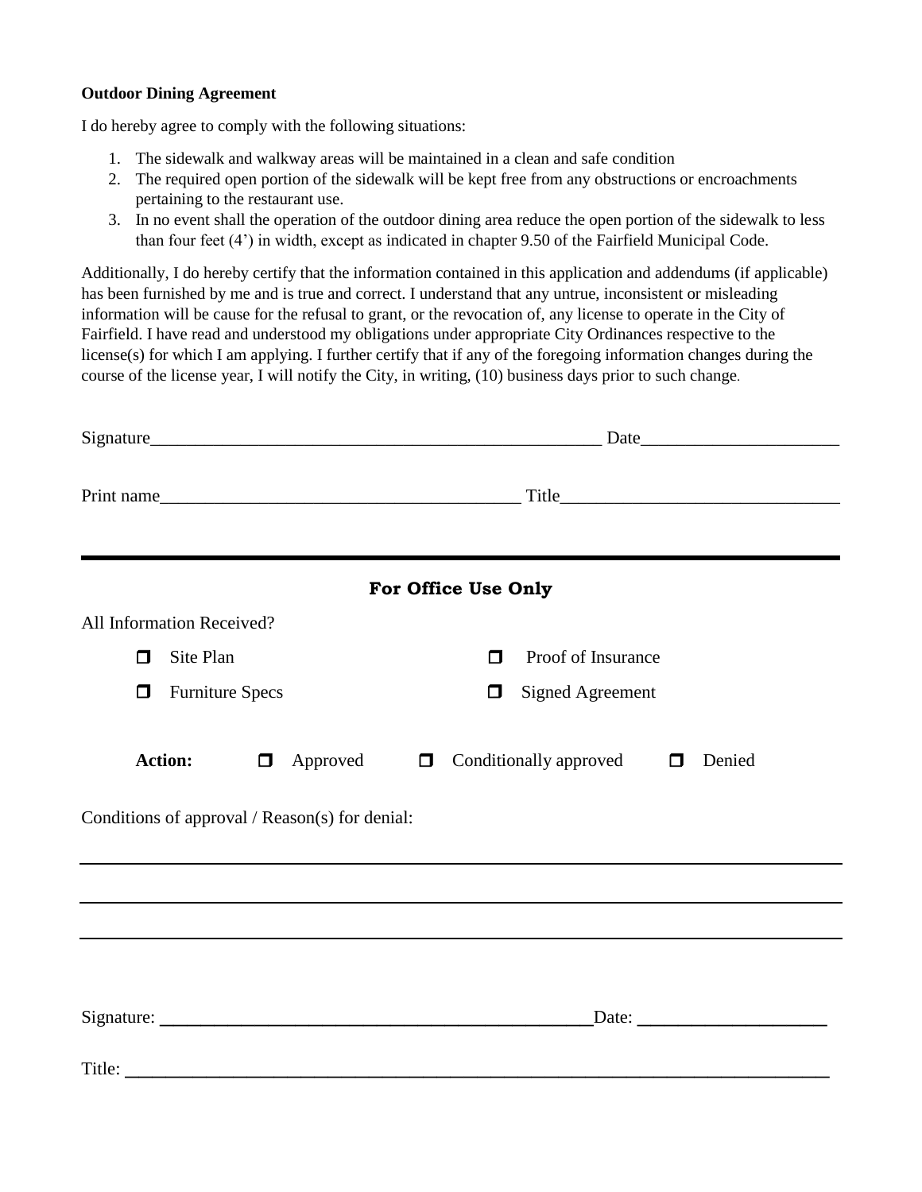**Outdoor Dining Agreement**

I do hereby agree to comply with the following situations:

1. The sidewalk and walkway areas will be maintained in a clean and safe condition
2. The required open portion of the sidewalk will be kept free from any obstructions or encroachments pertaining to the restaurant use.
3. In no event shall the operation of the outdoor dining area reduce the open portion of the sidewalk to less than four feet (4') in width, except as indicated in chapter 9.50 of the Fairfield Municipal Code.

Additionally, I do hereby certify that the information contained in this application and addendums (if applicable) has been furnished by me and is true and correct. I understand that any untrue, inconsistent or misleading information will be cause for the refusal to grant, or the revocation of, any license to operate in the City of Fairfield. I have read and understood my obligations under appropriate City Ordinances respective to the license(s) for which I am applying. I further certify that if any of the foregoing information changes during the course of the license year, I will notify the City, in writing, (10) business days prior to such change.

Signature_____________________________________________________ Date______________________

Print name_________________________________________ Title_______________________________

---

**For Office Use Only**

All Information Received?

- ☐ Site Plan
- ☐ Proof of Insurance
- ☐ Furniture Specs
- ☐ Signed Agreement

**Action:** ☐ Approved ☐ Conditionally approved ☐ Denied

Conditions of approval / Reason(s) for denial:

_______________________________________________________________________________

_______________________________________________________________________________

_______________________________________________________________________________

Signature: ________________________________________________Date: ____________________

Title: _________________________________________________________________________